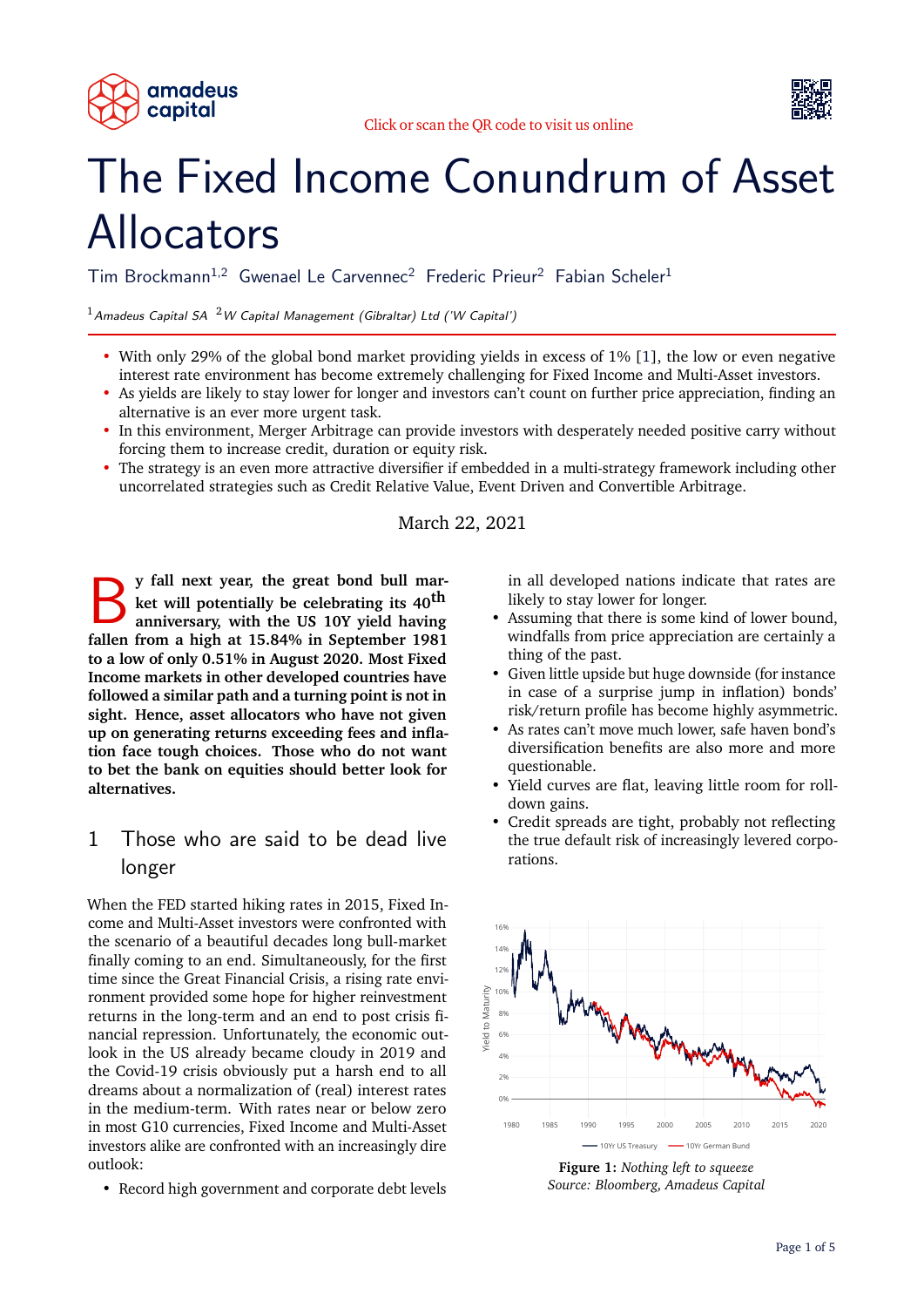# The Fixed Income Conundrum of Asset Allocators

Tim Brockmann[1,2] Gwenael Le Carvennec[2] Frederic Prieur[2] Fabian Scheler[1]

[1] *Amadeus Capital SA* [2] *W Capital Management (Gibraltar) Ltd ('W Capital')*

- With only 29% of the global bond market providing yields in excess of 1% [1], the low or even negative interest rate environment has become extremely challenging for Fixed Income and Multi-Asset investors.
- As yields are likely to stay lower for longer and investors can't count on further price appreciation, finding an alternative is an ever more urgent task.
- In this environment, Merger Arbitrage can provide investors with desperately needed positive carry without forcing them to increase credit, duration or equity risk.
- The strategy is an even more attractive diversifier if embedded in a multi-strategy framework including other uncorrelated strategies such as Credit Relative Value, Event Driven and Convertible Arbitrage.

March 22, 2021

**By fall next year, the great bond bull market will potentially be celebrating its 40th anniversary, with the US 10Y yield having fallen from a high at 15.84% in September 1981 to a low of only 0.51% in August 2020. Most Fixed Income markets in other developed countries have followed a similar path and a turning point is not in sight. Hence, asset allocators who have not given up on generating returns exceeding fees and inflation face tough choices. Those who do not want to bet the bank on equities should better look for alternatives.**

## 1 Those who are said to be dead live longer

When the FED started hiking rates in 2015, Fixed Income and Multi-Asset investors were confronted with the scenario of a beautiful decades long bull-market finally coming to an end. Simultaneously, for the first time since the Great Financial Crisis, a rising rate environment provided some hope for higher reinvestment returns in the long-term and an end to post crisis financial repression. Unfortunately, the economic outlook in the US already became cloudy in 2019 and the Covid-19 crisis obviously put a harsh end to all dreams about a normalization of (real) interest rates in the medium-term. With rates near or below zero in most G10 currencies, Fixed Income and Multi-Asset investors alike are confronted with an increasingly dire outlook:

- Record high government and corporate debt levels in all developed nations indicate that rates are likely to stay lower for longer.
- Assuming that there is some kind of lower bound, windfalls from price appreciation are certainly a thing of the past.
- Given little upside but huge downside (for instance in case of a surprise jump in inflation) bonds' risk/return profile has become highly asymmetric.
- As rates can't move much lower, safe haven bond's diversification benefits are also more and more questionable.
- Yield curves are flat, leaving little room for roll-down gains.
- Credit spreads are tight, probably not reflecting the true default risk of increasingly levered corporations.

**Figure 1:** *Nothing left to squeeze*
*Source: Bloomberg, Amadeus Capital*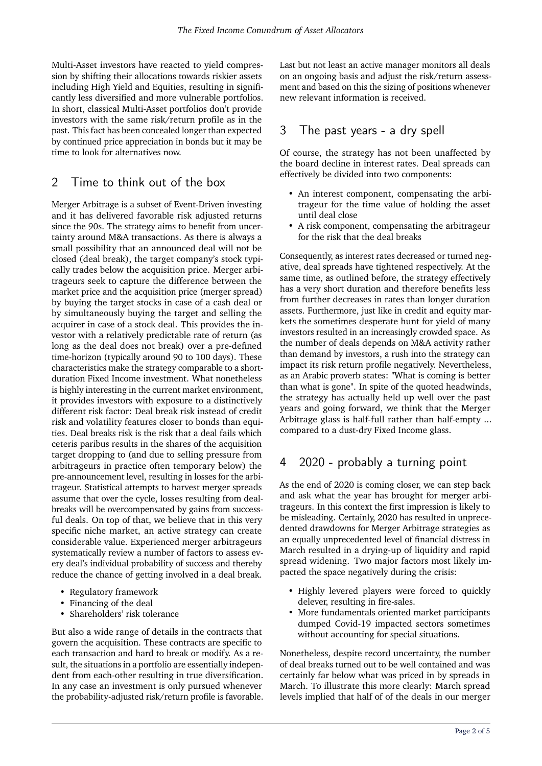Multi-Asset investors have reacted to yield compression by shifting their allocations towards riskier assets including High Yield and Equities, resulting in significantly less diversified and more vulnerable portfolios. In short, classical Multi-Asset portfolios don't provide investors with the same risk/return profile as in the past. This fact has been concealed longer than expected by continued price appreciation in bonds but it may be time to look for alternatives now.

## 2 Time to think out of the box

Merger Arbitrage is a subset of Event-Driven investing and it has delivered favorable risk adjusted returns since the 90s. The strategy aims to benefit from uncertainty around M&A transactions. As there is always a small possibility that an announced deal will not be closed (deal break), the target company's stock typically trades below the acquisition price. Merger arbitrageurs seek to capture the difference between the market price and the acquisition price (merger spread) by buying the target stocks in case of a cash deal or by simultaneously buying the target and selling the acquirer in case of a stock deal. This provides the investor with a relatively predictable rate of return (as long as the deal does not break) over a pre-defined time-horizon (typically around 90 to 100 days). These characteristics make the strategy comparable to a short-duration Fixed Income investment. What nonetheless is highly interesting in the current market environment, it provides investors with exposure to a distinctively different risk factor: Deal break risk instead of credit risk and volatility features closer to bonds than equities. Deal breaks risk is the risk that a deal fails which ceteris paribus results in the shares of the acquisition target dropping to (and due to selling pressure from arbitrageurs in practice often temporary below) the pre-announcement level, resulting in losses for the arbitrageur. Statistical attempts to harvest merger spreads assume that over the cycle, losses resulting from deal-breaks will be overcompensated by gains from successful deals. On top of that, we believe that in this very specific niche market, an active strategy can create considerable value. Experienced merger arbitrageurs systematically review a number of factors to assess every deal's individual probability of success and thereby reduce the chance of getting involved in a deal break.

- Regulatory framework
- Financing of the deal
- Shareholders' risk tolerance

But also a wide range of details in the contracts that govern the acquisition. These contracts are specific to each transaction and hard to break or modify. As a result, the situations in a portfolio are essentially independent from each-other resulting in true diversification. In any case an investment is only pursued whenever the probability-adjusted risk/return profile is favorable. Last but not least an active manager monitors all deals on an ongoing basis and adjust the risk/return assessment and based on this the sizing of positions whenever new relevant information is received.

## 3 The past years - a dry spell

Of course, the strategy has not been unaffected by the board decline in interest rates. Deal spreads can effectively be divided into two components:

- An interest component, compensating the arbitrageur for the time value of holding the asset until deal close
- A risk component, compensating the arbitrageur for the risk that the deal breaks

Consequently, as interest rates decreased or turned negative, deal spreads have tightened respectively. At the same time, as outlined before, the strategy effectively has a very short duration and therefore benefits less from further decreases in rates than longer duration assets. Furthermore, just like in credit and equity markets the sometimes desperate hunt for yield of many investors resulted in an increasingly crowded space. As the number of deals depends on M&A activity rather than demand by investors, a rush into the strategy can impact its risk return profile negatively. Nevertheless, as an Arabic proverb states: "What is coming is better than what is gone". In spite of the quoted headwinds, the strategy has actually held up well over the past years and going forward, we think that the Merger Arbitrage glass is half-full rather than half-empty ... compared to a dust-dry Fixed Income glass.

## 4 2020 - probably a turning point

As the end of 2020 is coming closer, we can step back and ask what the year has brought for merger arbitrageurs. In this context the first impression is likely to be misleading. Certainly, 2020 has resulted in unprecedented drawdowns for Merger Arbitrage strategies as an equally unprecedented level of financial distress in March resulted in a drying-up of liquidity and rapid spread widening. Two major factors most likely impacted the space negatively during the crisis:

- Highly levered players were forced to quickly delever, resulting in fire-sales.
- More fundamentals oriented market participants dumped Covid-19 impacted sectors sometimes without accounting for special situations.

Nonetheless, despite record uncertainty, the number of deal breaks turned out to be well contained and was certainly far below what was priced in by spreads in March. To illustrate this more clearly: March spread levels implied that half of of the deals in our merger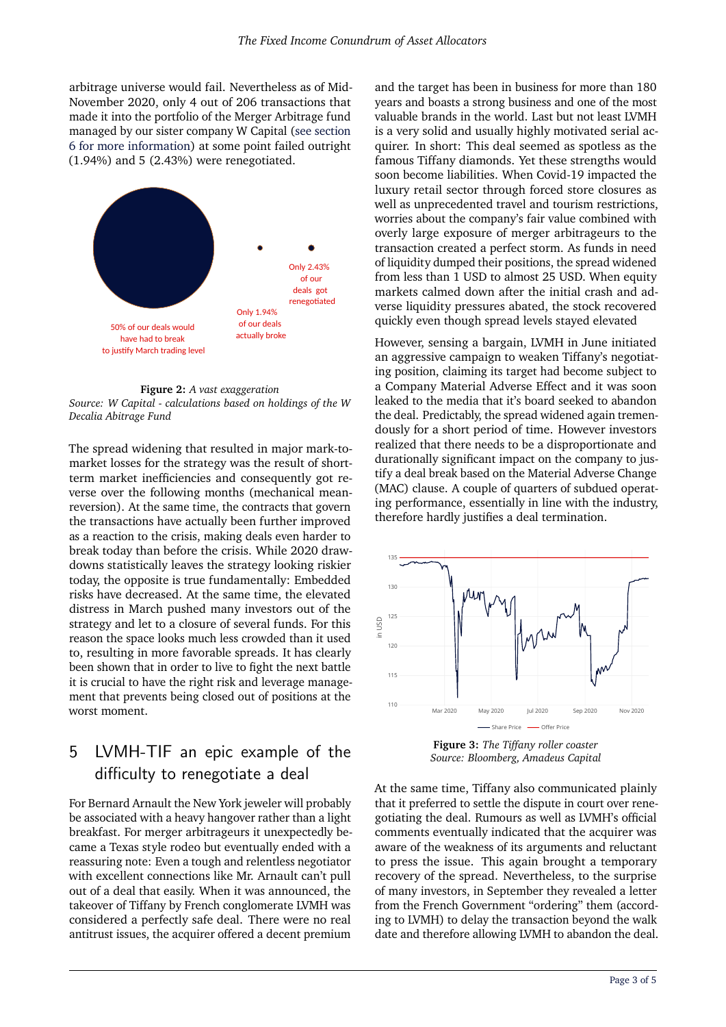arbitrage universe would fail. Nevertheless as of Mid-November 2020, only 4 out of 206 transactions that made it into the portfolio of the Merger Arbitrage fund managed by our sister company W Capital (see section 6 for more information) at some point failed outright (1.94%) and 5 (2.43%) were renegotiated.

50% of our deals would have had to break to justify March trading level

Only 1.94% of our deals actually broke

Only 2.43% of our deals got renegotiated

**Figure 2:** *A vast exaggeration*
*Source: W Capital - calculations based on holdings of the W Decalia Abitrage Fund*

The spread widening that resulted in major mark-to-market losses for the strategy was the result of short-term market inefficiencies and consequently got reverse over the following months (mechanical mean-reversion). At the same time, the contracts that govern the transactions have actually been further improved as a reaction to the crisis, making deals even harder to break today than before the crisis. While 2020 drawdowns statistically leaves the strategy looking riskier today, the opposite is true fundamentally: Embedded risks have decreased. At the same time, the elevated distress in March pushed many investors out of the strategy and let to a closure of several funds. For this reason the space looks much less crowded than it used to, resulting in more favorable spreads. It has clearly been shown that in order to live to fight the next battle it is crucial to have the right risk and leverage management that prevents being closed out of positions at the worst moment.

## 5 LVMH-TIF an epic example of the difficulty to renegotiate a deal

For Bernard Arnault the New York jeweler will probably be associated with a heavy hangover rather than a light breakfast. For merger arbitrageurs it unexpectedly became a Texas style rodeo but eventually ended with a reassuring note: Even a tough and relentless negotiator with excellent connections like Mr. Arnault can't pull out of a deal that easily. When it was announced, the takeover of Tiffany by French conglomerate LVMH was considered a perfectly safe deal. There were no real antitrust issues, the acquirer offered a decent premium and the target has been in business for more than 180 years and boasts a strong business and one of the most valuable brands in the world. Last but not least LVMH is a very solid and usually highly motivated serial acquirer. In short: This deal seemed as spotless as the famous Tiffany diamonds. Yet these strengths would soon become liabilities. When Covid-19 impacted the luxury retail sector through forced store closures as well as unprecedented travel and tourism restrictions, worries about the company's fair value combined with overly large exposure of merger arbitrageurs to the transaction created a perfect storm. As funds in need of liquidity dumped their positions, the spread widened from less than 1 USD to almost 25 USD. When equity markets calmed down after the initial crash and adverse liquidity pressures abated, the stock recovered quickly even though spread levels stayed elevated

However, sensing a bargain, LVMH in June initiated an aggressive campaign to weaken Tiffany's negotiating position, claiming its target had become subject to a Company Material Adverse Effect and it was soon leaked to the media that it's board seeked to abandon the deal. Predictably, the spread widened again tremendously for a short period of time. However investors realized that there needs to be a disproportionate and durationally significant impact on the company to justify a deal break based on the Material Adverse Change (MAC) clause. A couple of quarters of subdued operating performance, essentially in line with the industry, therefore hardly justifies a deal termination.

**Figure 3:** *The Tiffany roller coaster*
*Source: Bloomberg, Amadeus Capital*

At the same time, Tiffany also communicated plainly that it preferred to settle the dispute in court over renegotiating the deal. Rumours as well as LVMH's official comments eventually indicated that the acquirer was aware of the weakness of its arguments and reluctant to press the issue. This again brought a temporary recovery of the spread. Nevertheless, to the surprise of many investors, in September they revealed a letter from the French Government "ordering" them (according to LVMH) to delay the transaction beyond the walk date and therefore allowing LVMH to abandon the deal.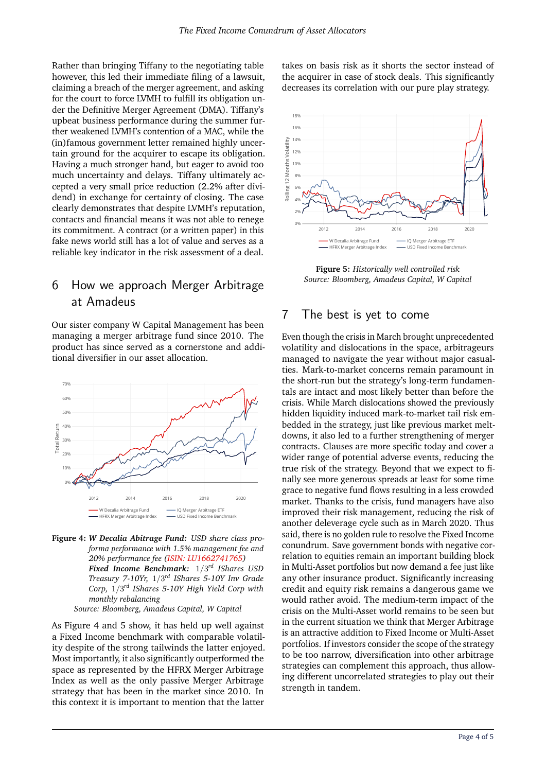Rather than bringing Tiffany to the negotiating table however, this led their immediate filing of a lawsuit, claiming a breach of the merger agreement, and asking for the court to force LVMH to fulfill its obligation under the Definitive Merger Agreement (DMA). Tiffany's upbeat business performance during the summer further weakened LVMH's contention of a MAC, while the (in)famous government letter remained highly uncertain ground for the acquirer to escape its obligation. Having a much stronger hand, but eager to avoid too much uncertainty and delays. Tiffany ultimately accepted a very small price reduction (2.2% after dividend) in exchange for certainty of closing. The case clearly demonstrates that despite LVMH's reputation, contacts and financial means it was not able to renege its commitment. A contract (or a written paper) in this fake news world still has a lot of value and serves as a reliable key indicator in the risk assessment of a deal.

## 6 How we approach Merger Arbitrage at Amadeus

Our sister company W Capital Management has been managing a merger arbitrage fund since 2010. The product has since served as a cornerstone and additional diversifier in our asset allocation.

**Figure 4:** ***W Decalia Abitrage Fund:*** *USD share class pro-forma performance with 1.5% management fee and 20% performance fee (ISIN: LU1662741765)*
***Fixed Income Benchmark:*** *$1/3^{rd}$ IShares USD Treasury 7-10Yr, $1/3^{rd}$ IShares 5-10Y Inv Grade Corp, $1/3^{rd}$ IShares 5-10Y High Yield Corp with monthly rebalancing*
*Source: Bloomberg, Amadeus Capital, W Capital*

As Figure 4 and 5 show, it has held up well against a Fixed Income benchmark with comparable volatility despite of the strong tailwinds the latter enjoyed. Most importantly, it also significantly outperformed the space as represented by the HFRX Merger Arbitrage Index as well as the only passive Merger Arbitrage strategy that has been in the market since 2010. In this context it is important to mention that the latter takes on basis risk as it shorts the sector instead of the acquirer in case of stock deals. This significantly decreases its correlation with our pure play strategy.

**Figure 5:** *Historically well controlled risk*
*Source: Bloomberg, Amadeus Capital, W Capital*

## 7 The best is yet to come

Even though the crisis in March brought unprecedented volatility and dislocations in the space, arbitrageurs managed to navigate the year without major casualties. Mark-to-market concerns remain paramount in the short-run but the strategy's long-term fundamentals are intact and most likely better than before the crisis. While March dislocations showed the previously hidden liquidity induced mark-to-market tail risk embedded in the strategy, just like previous market meltdowns, it also led to a further strengthening of merger contracts. Clauses are more specific today and cover a wider range of potential adverse events, reducing the true risk of the strategy. Beyond that we expect to finally see more generous spreads at least for some time grace to negative fund flows resulting in a less crowded market. Thanks to the crisis, fund managers have also improved their risk management, reducing the risk of another deleverage cycle such as in March 2020. Thus said, there is no golden rule to resolve the Fixed Income conundrum. Save government bonds with negative correlation to equities remain an important building block in Multi-Asset portfolios but now demand a fee just like any other insurance product. Significantly increasing credit and equity risk remains a dangerous game we would rather avoid. The medium-term impact of the crisis on the Multi-Asset world remains to be seen but in the current situation we think that Merger Arbitrage is an attractive addition to Fixed Income or Multi-Asset portfolios. If investors consider the scope of the strategy to be too narrow, diversification into other arbitrage strategies can complement this approach, thus allowing different uncorrelated strategies to play out their strength in tandem.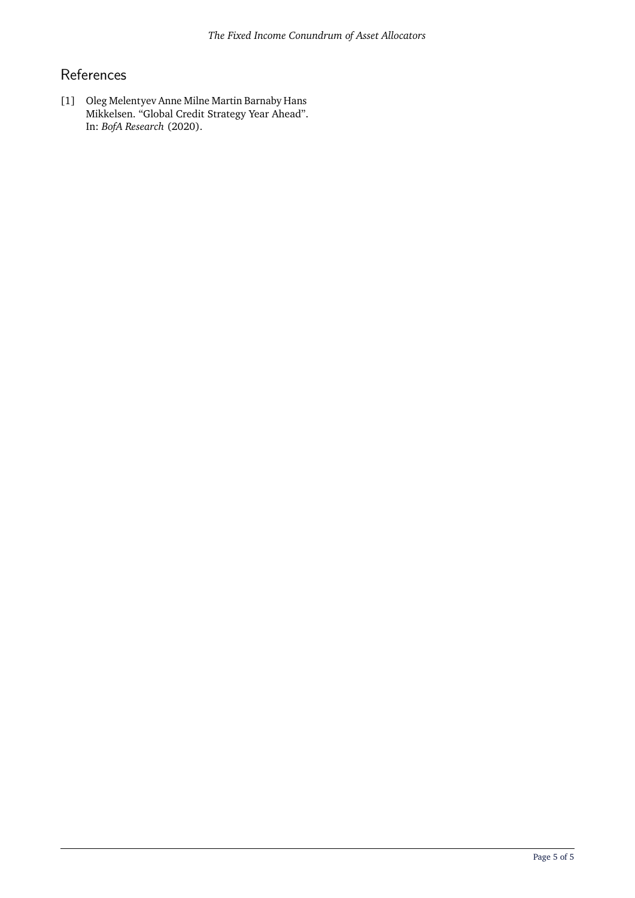## References

[1] Oleg Melentyev Anne Milne Martin Barnaby Hans Mikkelsen. "Global Credit Strategy Year Ahead". In: *BofA Research* (2020).